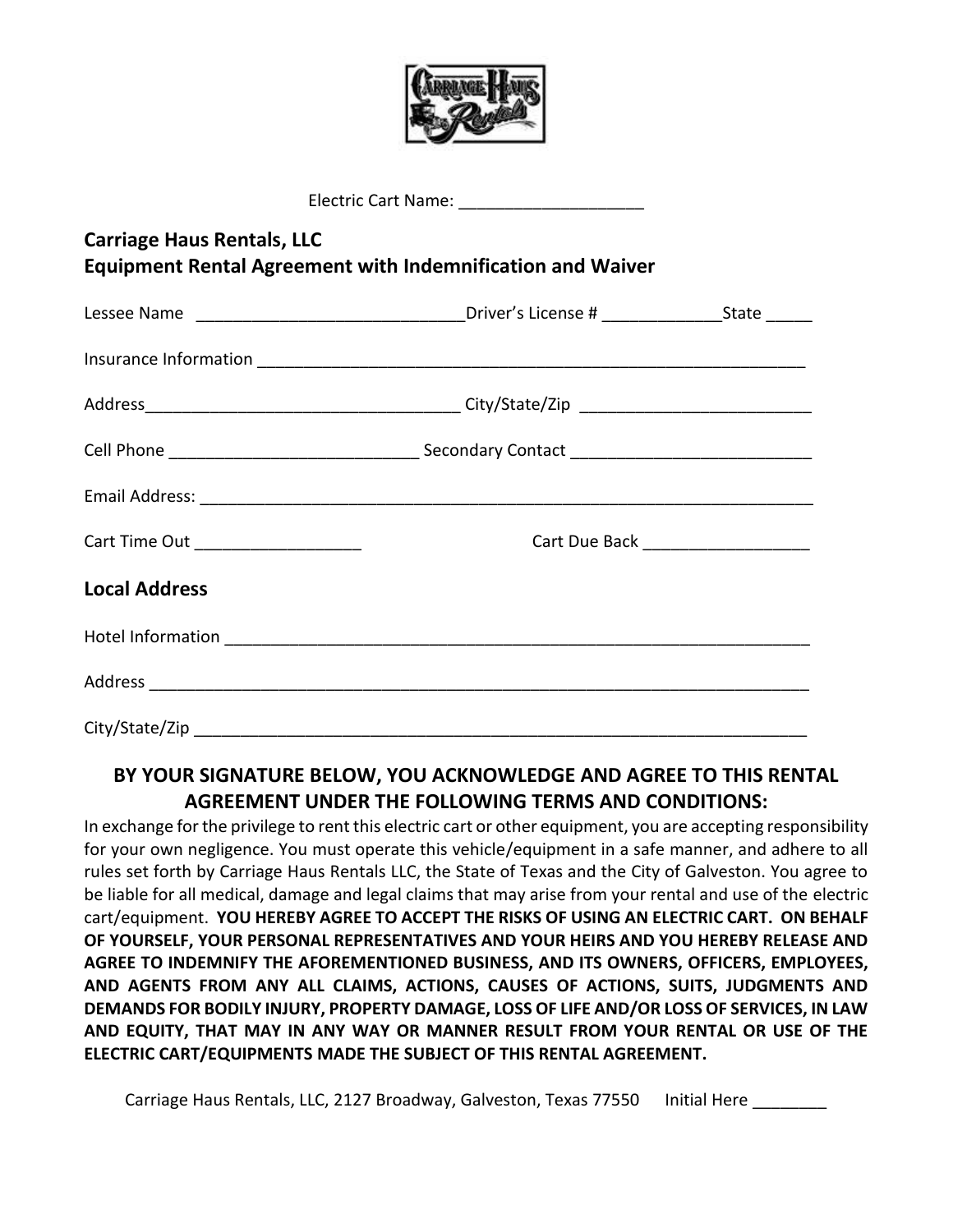Electric Cart Name: ___________________

## Carriage Haus Rentals, LLC
## Equipment Rental Agreement with Indemnification and Waiver

Lessee Name ____________________________ Driver's License # _____________ State _____

Insurance Information ______________________________________________________________

Address_________________________________ City/State/Zip ________________________

Cell Phone __________________________ Secondary Contact _________________________

Email Address: _____________________________________________________________________

Cart Time Out _________________ Cart Due Back _________________

## Local Address

Hotel Information ___________________________________________________________________

Address ____________________________________________________________________________

City/State/Zip ______________________________________________________________________

### BY YOUR SIGNATURE BELOW, YOU ACKNOWLEDGE AND AGREE TO THIS RENTAL AGREEMENT UNDER THE FOLLOWING TERMS AND CONDITIONS:

In exchange for the privilege to rent this electric cart or other equipment, you are accepting responsibility for your own negligence. You must operate this vehicle/equipment in a safe manner, and adhere to all rules set forth by Carriage Haus Rentals LLC, the State of Texas and the City of Galveston. You agree to be liable for all medical, damage and legal claims that may arise from your rental and use of the electric cart/equipment. **YOU HEREBY AGREE TO ACCEPT THE RISKS OF USING AN ELECTRIC CART. ON BEHALF OF YOURSELF, YOUR PERSONAL REPRESENTATIVES AND YOUR HEIRS AND YOU HEREBY RELEASE AND AGREE TO INDEMNIFY THE AFOREMENTIONED BUSINESS, AND ITS OWNERS, OFFICERS, EMPLOYEES, AND AGENTS FROM ANY ALL CLAIMS, ACTIONS, CAUSES OF ACTIONS, SUITS, JUDGMENTS AND DEMANDS FOR BODILY INJURY, PROPERTY DAMAGE, LOSS OF LIFE AND/OR LOSS OF SERVICES, IN LAW AND EQUITY, THAT MAY IN ANY WAY OR MANNER RESULT FROM YOUR RENTAL OR USE OF THE ELECTRIC CART/EQUIPMENTS MADE THE SUBJECT OF THIS RENTAL AGREEMENT.**

Carriage Haus Rentals, LLC, 2127 Broadway, Galveston, Texas 77550 Initial Here ________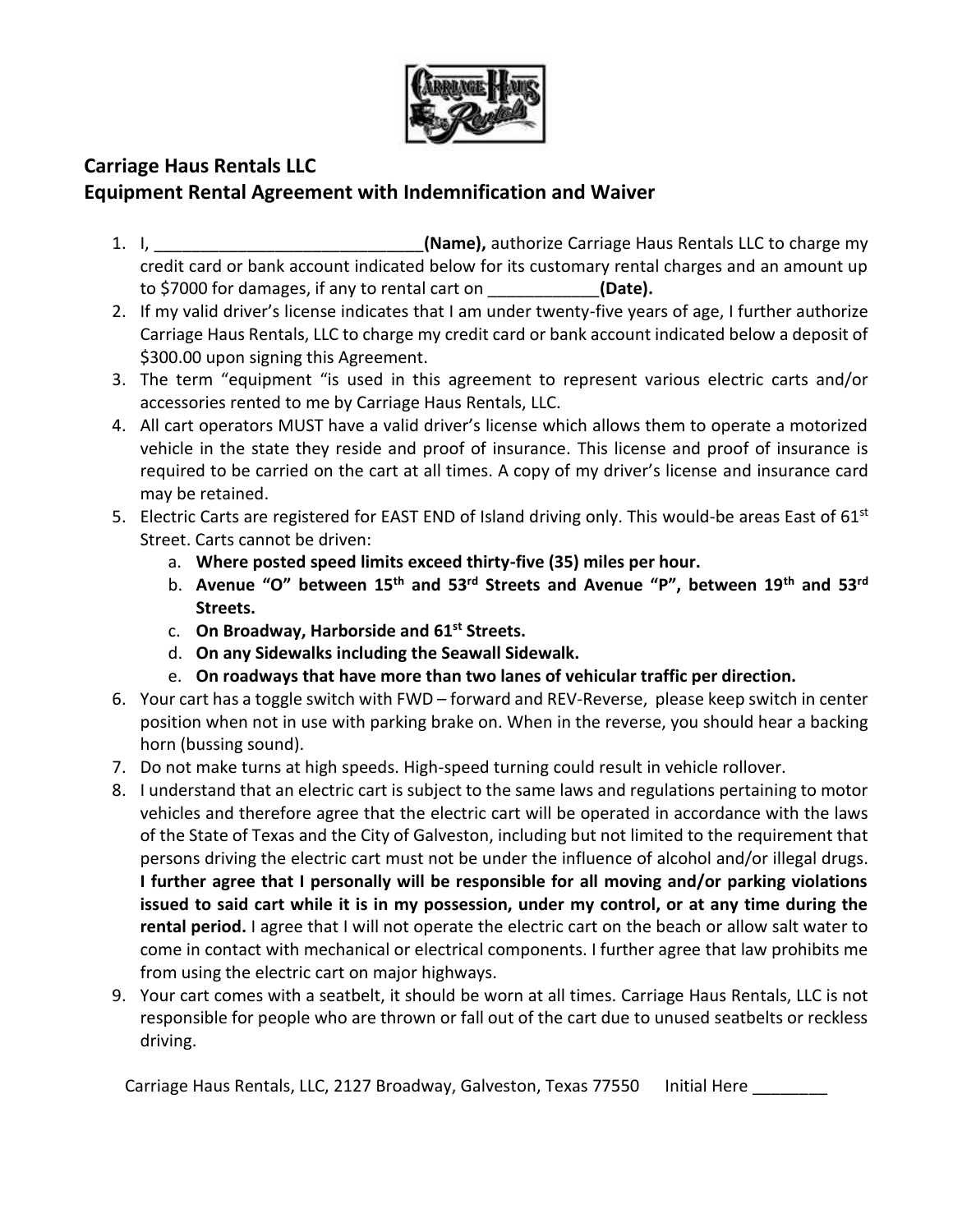## Carriage Haus Rentals LLC
## Equipment Rental Agreement with Indemnification and Waiver

1. I, ____________________________ **(Name),** authorize Carriage Haus Rentals LLC to charge my credit card or bank account indicated below for its customary rental charges and an amount up to $7000 for damages, if any to rental cart on ____________ **(Date).**
2. If my valid driver's license indicates that I am under twenty-five years of age, I further authorize Carriage Haus Rentals, LLC to charge my credit card or bank account indicated below a deposit of $300.00 upon signing this Agreement.
3. The term "equipment "is used in this agreement to represent various electric carts and/or accessories rented to me by Carriage Haus Rentals, LLC.
4. All cart operators MUST have a valid driver's license which allows them to operate a motorized vehicle in the state they reside and proof of insurance. This license and proof of insurance is required to be carried on the cart at all times. A copy of my driver's license and insurance card may be retained.
5. Electric Carts are registered for EAST END of Island driving only. This would-be areas East of 61st Street. Carts cannot be driven:
   a. **Where posted speed limits exceed thirty-five (35) miles per hour.**
   b. **Avenue "O" between 15th and 53rd Streets and Avenue "P", between 19th and 53rd Streets.**
   c. **On Broadway, Harborside and 61st Streets.**
   d. **On any Sidewalks including the Seawall Sidewalk.**
   e. **On roadways that have more than two lanes of vehicular traffic per direction.**
6. Your cart has a toggle switch with FWD – forward and REV-Reverse, please keep switch in center position when not in use with parking brake on. When in the reverse, you should hear a backing horn (bussing sound).
7. Do not make turns at high speeds. High-speed turning could result in vehicle rollover.
8. I understand that an electric cart is subject to the same laws and regulations pertaining to motor vehicles and therefore agree that the electric cart will be operated in accordance with the laws of the State of Texas and the City of Galveston, including but not limited to the requirement that persons driving the electric cart must not be under the influence of alcohol and/or illegal drugs. **I further agree that I personally will be responsible for all moving and/or parking violations issued to said cart while it is in my possession, under my control, or at any time during the rental period.** I agree that I will not operate the electric cart on the beach or allow salt water to come in contact with mechanical or electrical components. I further agree that law prohibits me from using the electric cart on major highways.
9. Your cart comes with a seatbelt, it should be worn at all times. Carriage Haus Rentals, LLC is not responsible for people who are thrown or fall out of the cart due to unused seatbelts or reckless driving.

Carriage Haus Rentals, LLC, 2127 Broadway, Galveston, Texas 77550 Initial Here ________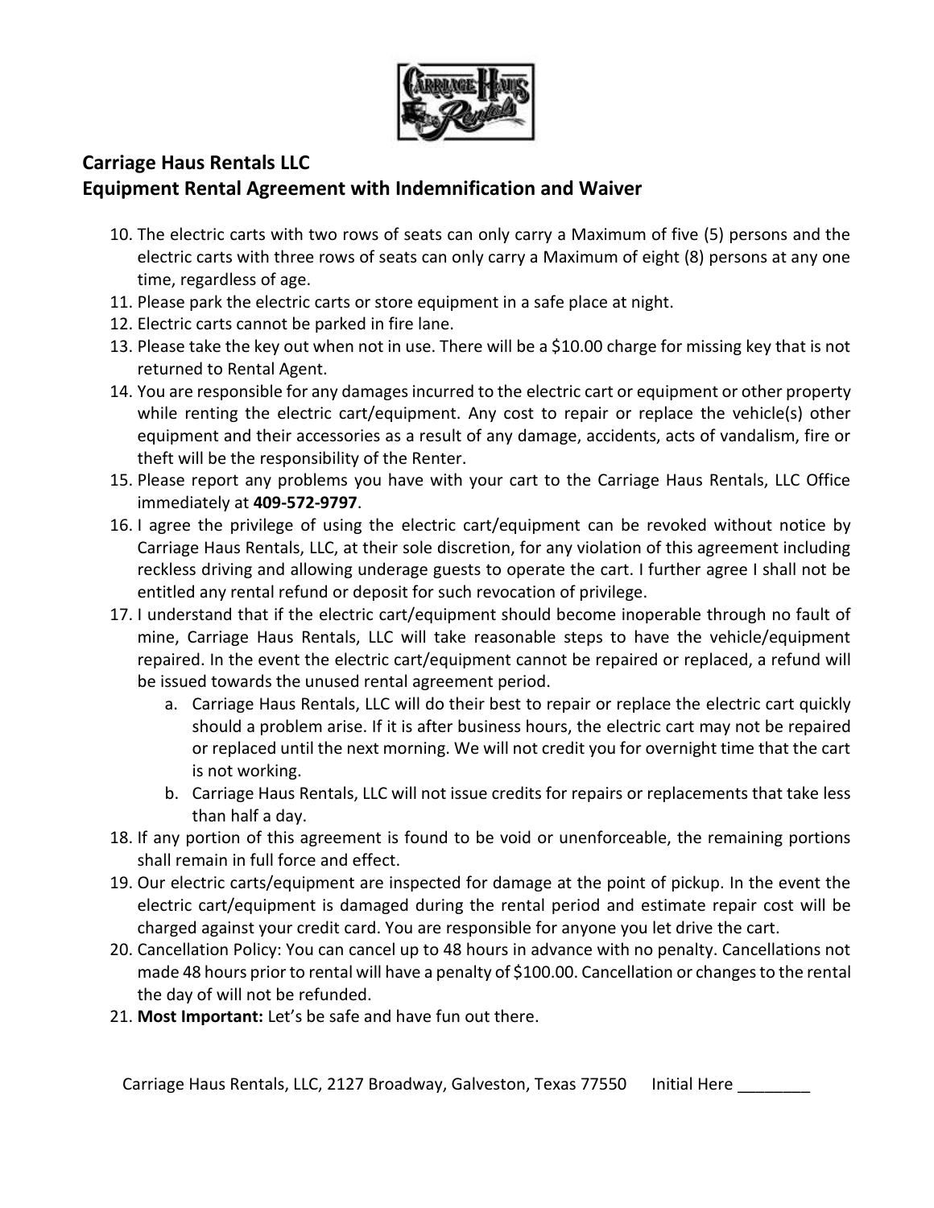## Carriage Haus Rentals LLC
## Equipment Rental Agreement with Indemnification and Waiver

10. The electric carts with two rows of seats can only carry a Maximum of five (5) persons and the electric carts with three rows of seats can only carry a Maximum of eight (8) persons at any one time, regardless of age.
11. Please park the electric carts or store equipment in a safe place at night.
12. Electric carts cannot be parked in fire lane.
13. Please take the key out when not in use. There will be a $10.00 charge for missing key that is not returned to Rental Agent.
14. You are responsible for any damages incurred to the electric cart or equipment or other property while renting the electric cart/equipment. Any cost to repair or replace the vehicle(s) other equipment and their accessories as a result of any damage, accidents, acts of vandalism, fire or theft will be the responsibility of the Renter.
15. Please report any problems you have with your cart to the Carriage Haus Rentals, LLC Office immediately at **409-572-9797**.
16. I agree the privilege of using the electric cart/equipment can be revoked without notice by Carriage Haus Rentals, LLC, at their sole discretion, for any violation of this agreement including reckless driving and allowing underage guests to operate the cart. I further agree I shall not be entitled any rental refund or deposit for such revocation of privilege.
17. I understand that if the electric cart/equipment should become inoperable through no fault of mine, Carriage Haus Rentals, LLC will take reasonable steps to have the vehicle/equipment repaired. In the event the electric cart/equipment cannot be repaired or replaced, a refund will be issued towards the unused rental agreement period.
    a. Carriage Haus Rentals, LLC will do their best to repair or replace the electric cart quickly should a problem arise. If it is after business hours, the electric cart may not be repaired or replaced until the next morning. We will not credit you for overnight time that the cart is not working.
    b. Carriage Haus Rentals, LLC will not issue credits for repairs or replacements that take less than half a day.
18. If any portion of this agreement is found to be void or unenforceable, the remaining portions shall remain in full force and effect.
19. Our electric carts/equipment are inspected for damage at the point of pickup. In the event the electric cart/equipment is damaged during the rental period and estimate repair cost will be charged against your credit card. You are responsible for anyone you let drive the cart.
20. Cancellation Policy: You can cancel up to 48 hours in advance with no penalty. Cancellations not made 48 hours prior to rental will have a penalty of $100.00. Cancellation or changes to the rental the day of will not be refunded.
21. **Most Important:** Let's be safe and have fun out there.

Carriage Haus Rentals, LLC, 2127 Broadway, Galveston, Texas 77550 Initial Here ________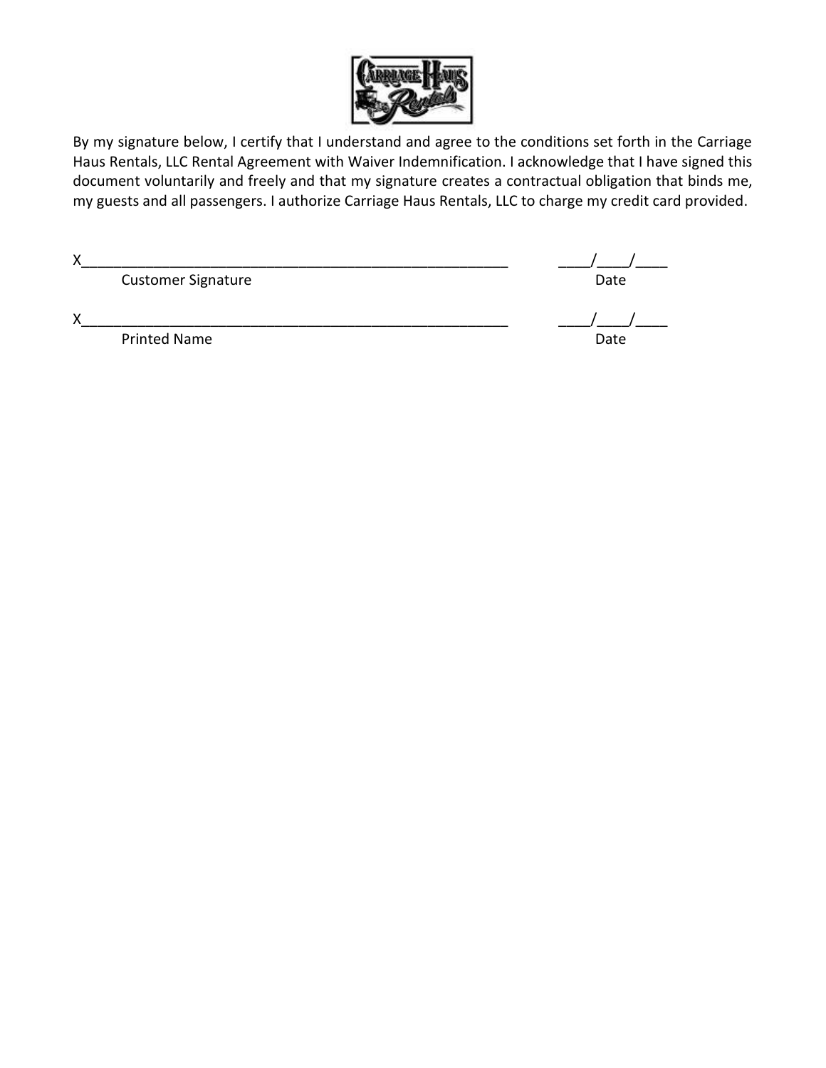By my signature below, I certify that I understand and agree to the conditions set forth in the Carriage Haus Rentals, LLC Rental Agreement with Waiver Indemnification. I acknowledge that I have signed this document voluntarily and freely and that my signature creates a contractual obligation that binds me, my guests and all passengers. I authorize Carriage Haus Rentals, LLC to charge my credit card provided.

X_____________________________________________________ ____/____/____
Customer Signature Date

X_____________________________________________________ ____/____/____
Printed Name Date